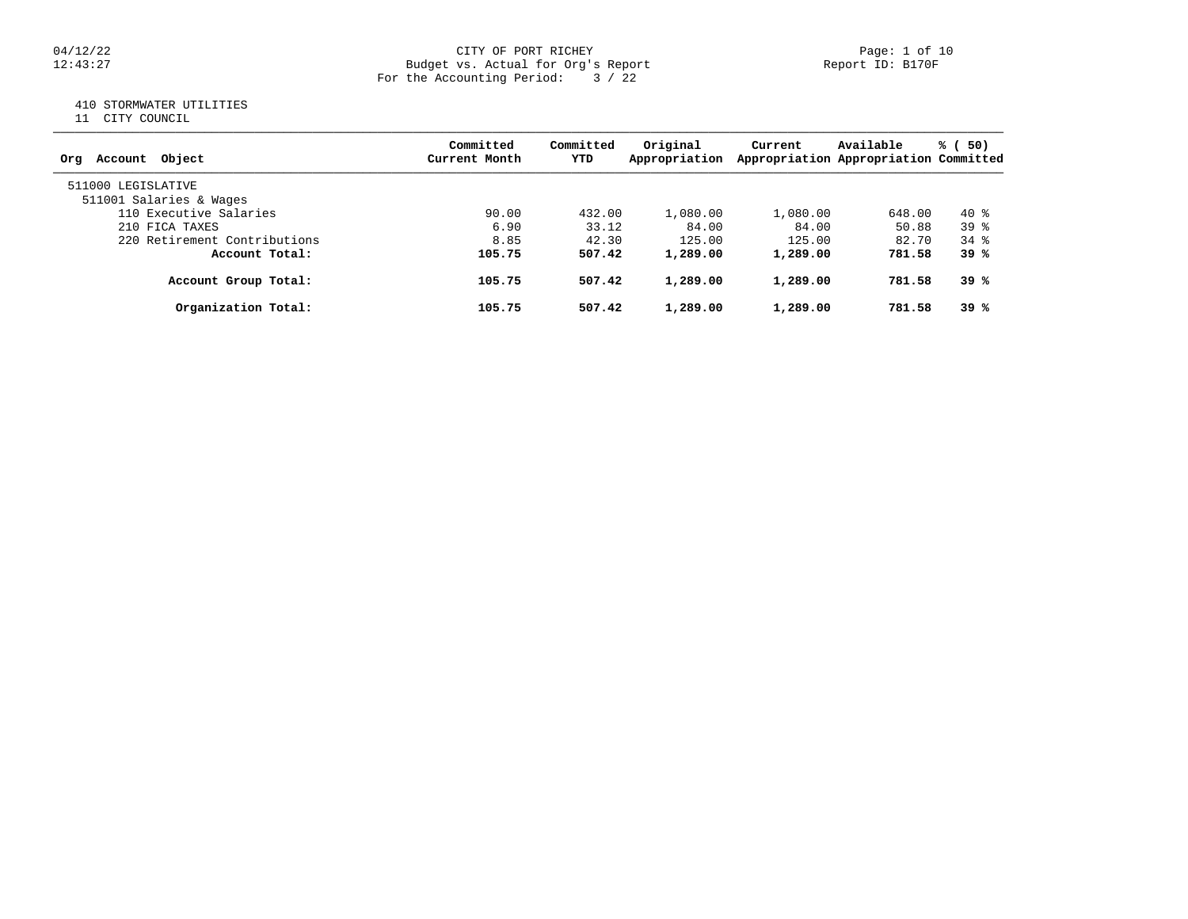CITY OF PORT RICHEY
Budget vs. Actual for Org's Report
For the Accounting Period: 3 / 22

04/12/22
12:43:27

Report ID: B170F

410 STORMWATER UTILITIES
11 CITY COUNCIL

| Org Account Object | Committed Current Month | Committed YTD | Original Appropriation | Current Appropriation | Available Appropriation | % ( 50) Committed |
|---|---|---|---|---|---|---|
| 511000 LEGISLATIVE | | | | | | |
| 511001 Salaries & Wages | | | | | | |
| 110 Executive Salaries | 90.00 | 432.00 | 1,080.00 | 1,080.00 | 648.00 | 40 % |
| 210 FICA TAXES | 6.90 | 33.12 | 84.00 | 84.00 | 50.88 | 39 % |
| 220 Retirement Contributions | 8.85 | 42.30 | 125.00 | 125.00 | 82.70 | 34 % |
| **Account Total:** | **105.75** | **507.42** | **1,289.00** | **1,289.00** | **781.58** | **39 %** |
| **Account Group Total:** | **105.75** | **507.42** | **1,289.00** | **1,289.00** | **781.58** | **39 %** |
| **Organization Total:** | **105.75** | **507.42** | **1,289.00** | **1,289.00** | **781.58** | **39 %** |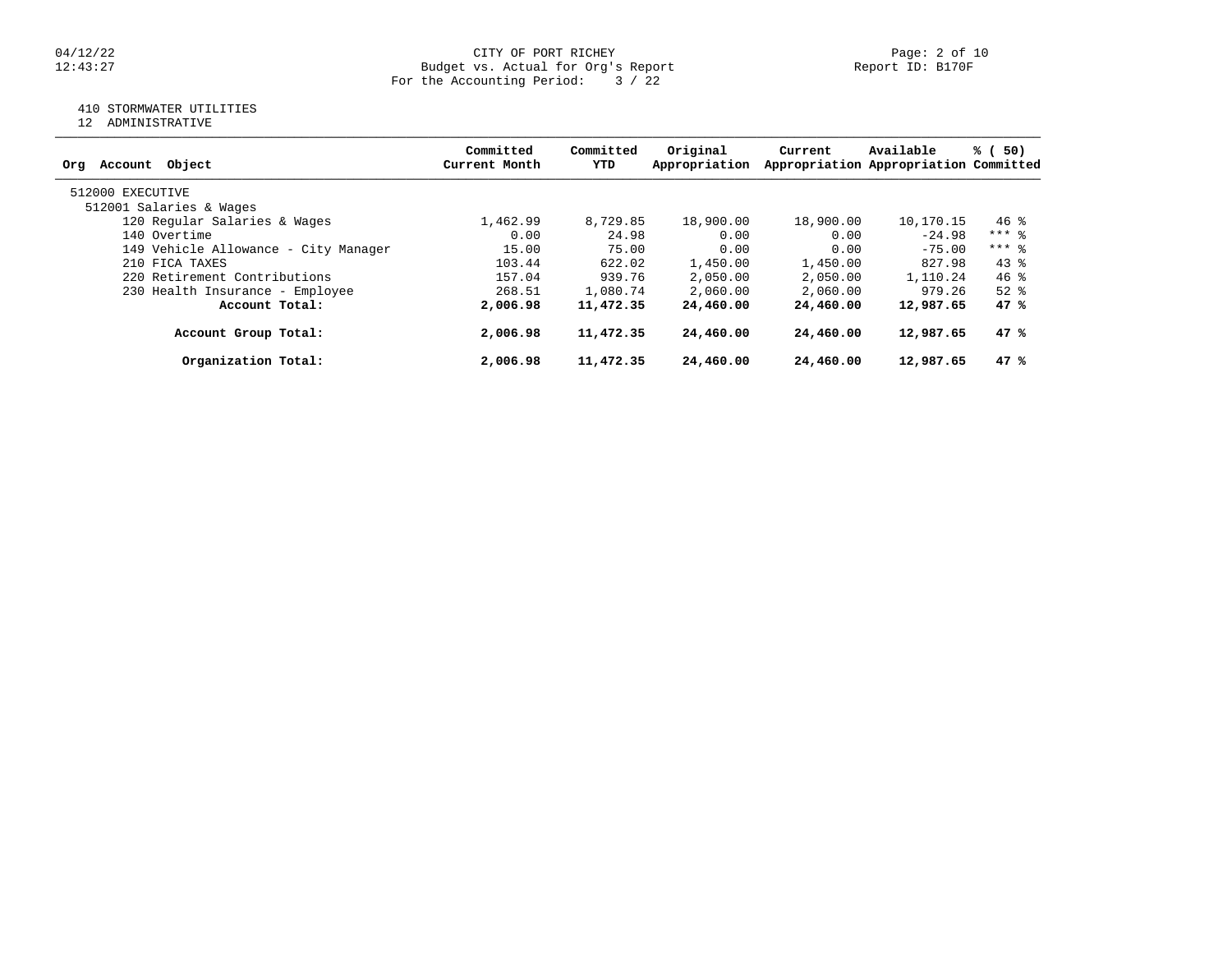CITY OF PORT RICHEY
Budget vs. Actual for Org's Report
For the Accounting Period: 3 / 22

410 STORMWATER UTILITIES
12 ADMINISTRATIVE

| Org Account Object | Committed Current Month | Committed YTD | Original Appropriation | Current Appropriation | Available Appropriation | % ( 50) Committed |
|---|---|---|---|---|---|---|
| 512000 EXECUTIVE | | | | | | |
| 512001 Salaries & Wages | | | | | | |
| 120 Regular Salaries & Wages | 1,462.99 | 8,729.85 | 18,900.00 | 18,900.00 | 10,170.15 | 46 % |
| 140 Overtime | 0.00 | 24.98 | 0.00 | 0.00 | -24.98 | *** % |
| 149 Vehicle Allowance - City Manager | 15.00 | 75.00 | 0.00 | 0.00 | -75.00 | *** % |
| 210 FICA TAXES | 103.44 | 622.02 | 1,450.00 | 1,450.00 | 827.98 | 43 % |
| 220 Retirement Contributions | 157.04 | 939.76 | 2,050.00 | 2,050.00 | 1,110.24 | 46 % |
| 230 Health Insurance - Employee | 268.51 | 1,080.74 | 2,060.00 | 2,060.00 | 979.26 | 52 % |
| **Account Total:** | **2,006.98** | **11,472.35** | **24,460.00** | **24,460.00** | **12,987.65** | **47 %** |
| **Account Group Total:** | **2,006.98** | **11,472.35** | **24,460.00** | **24,460.00** | **12,987.65** | **47 %** |
| **Organization Total:** | **2,006.98** | **11,472.35** | **24,460.00** | **24,460.00** | **12,987.65** | **47 %** |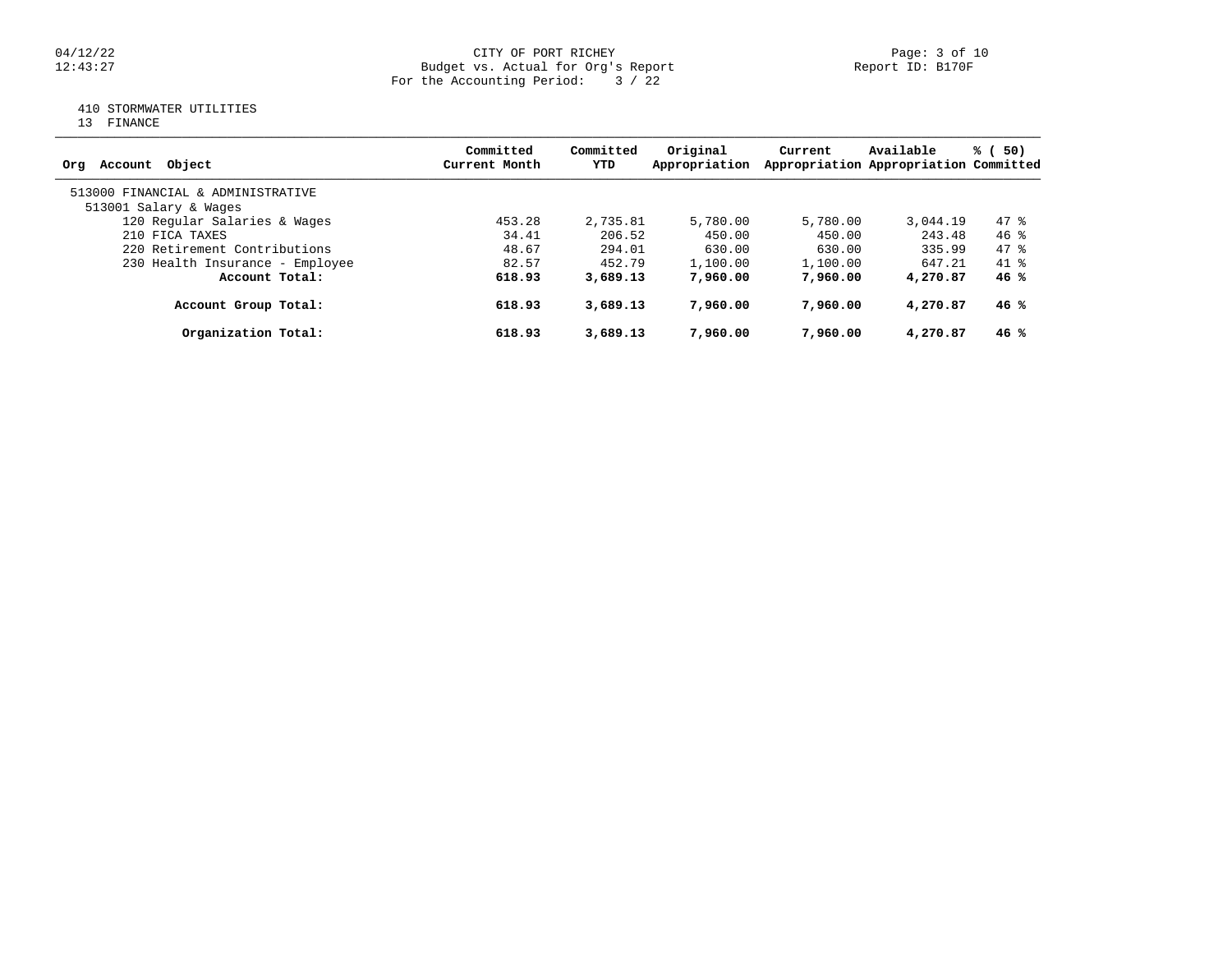CITY OF PORT RICHEY
Budget vs. Actual for Org's Report
For the Accounting Period: 3 / 22

04/12/22
12:43:27

Report ID: B170F

410 STORMWATER UTILITIES
13 FINANCE

| Org Account Object | Committed Current Month | Committed YTD | Original Appropriation | Current Appropriation | Available Appropriation | % ( 50) Committed |
|---|---|---|---|---|---|---|
| 513000 FINANCIAL & ADMINISTRATIVE | | | | | | |
| 513001 Salary & Wages | | | | | | |
| 120 Regular Salaries & Wages | 453.28 | 2,735.81 | 5,780.00 | 5,780.00 | 3,044.19 | 47 % |
| 210 FICA TAXES | 34.41 | 206.52 | 450.00 | 450.00 | 243.48 | 46 % |
| 220 Retirement Contributions | 48.67 | 294.01 | 630.00 | 630.00 | 335.99 | 47 % |
| 230 Health Insurance - Employee | 82.57 | 452.79 | 1,100.00 | 1,100.00 | 647.21 | 41 % |
| **Account Total:** | **618.93** | **3,689.13** | **7,960.00** | **7,960.00** | **4,270.87** | **46 %** |
| **Account Group Total:** | **618.93** | **3,689.13** | **7,960.00** | **7,960.00** | **4,270.87** | **46 %** |
| **Organization Total:** | **618.93** | **3,689.13** | **7,960.00** | **7,960.00** | **4,270.87** | **46 %** |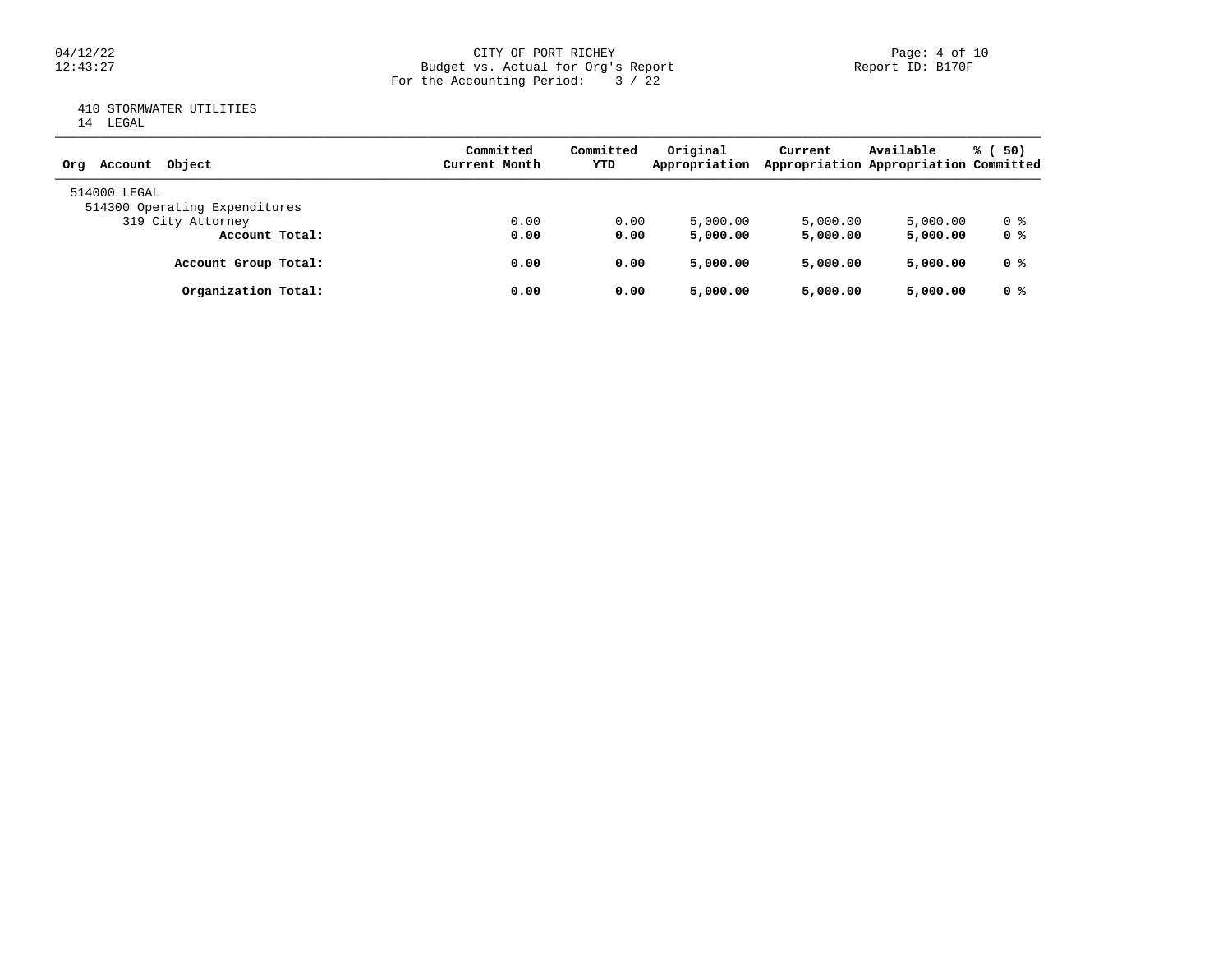CITY OF PORT RICHEY
Budget vs. Actual for Org's Report
For the Accounting Period: 3 / 22

410 STORMWATER UTILITIES
14 LEGAL

| Org Account Object | Committed Current Month | Committed YTD | Original Appropriation | Current Appropriation | Available Appropriation | % ( 50) Committed |
|---|---|---|---|---|---|---|
| 514000 LEGAL | | | | | | |
| 514300 Operating Expenditures | | | | | | |
| 319 City Attorney | 0.00 | 0.00 | 5,000.00 | 5,000.00 | 5,000.00 | 0 % |
| **Account Total:** | **0.00** | **0.00** | **5,000.00** | **5,000.00** | **5,000.00** | **0 %** |
| **Account Group Total:** | **0.00** | **0.00** | **5,000.00** | **5,000.00** | **5,000.00** | **0 %** |
| **Organization Total:** | **0.00** | **0.00** | **5,000.00** | **5,000.00** | **5,000.00** | **0 %** |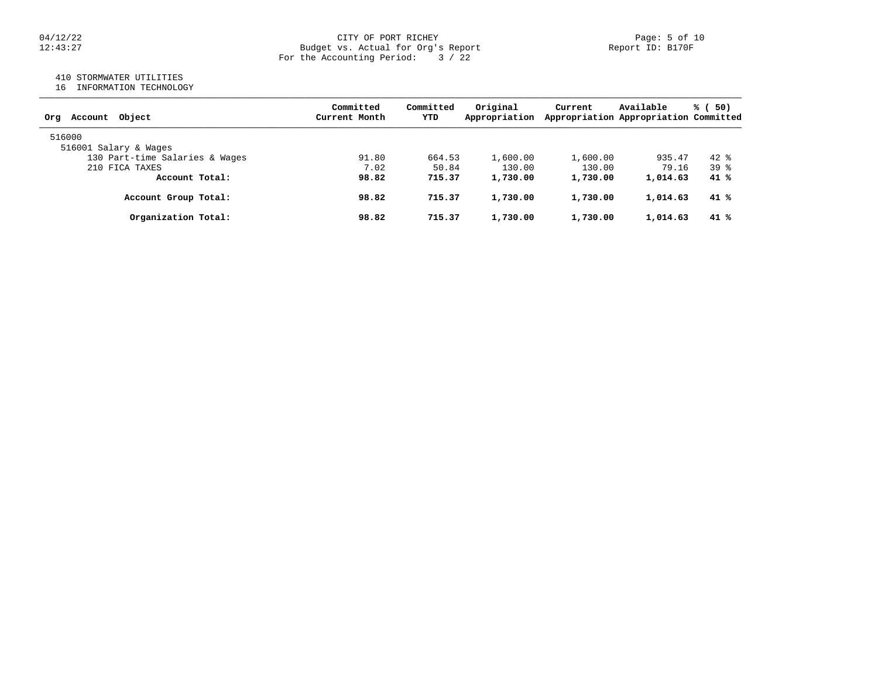CITY OF PORT RICHEY
Budget vs. Actual for Org's Report
For the Accounting Period: 3 / 22

04/12/22
12:43:27

Report ID: B170F

410 STORMWATER UTILITIES
16 INFORMATION TECHNOLOGY

| Org Account Object | Committed Current Month | Committed YTD | Original Appropriation | Current Appropriation | Available Appropriation | % ( 50) Committed |
|---|---|---|---|---|---|---|
| 516000 | | | | | | |
| 516001 Salary & Wages | | | | | | |
| 130 Part-time Salaries & Wages | 91.80 | 664.53 | 1,600.00 | 1,600.00 | 935.47 | 42 % |
| 210 FICA TAXES | 7.02 | 50.84 | 130.00 | 130.00 | 79.16 | 39 % |
| **Account Total:** | **98.82** | **715.37** | **1,730.00** | **1,730.00** | **1,014.63** | **41 %** |
| **Account Group Total:** | **98.82** | **715.37** | **1,730.00** | **1,730.00** | **1,014.63** | **41 %** |
| **Organization Total:** | **98.82** | **715.37** | **1,730.00** | **1,730.00** | **1,014.63** | **41 %** |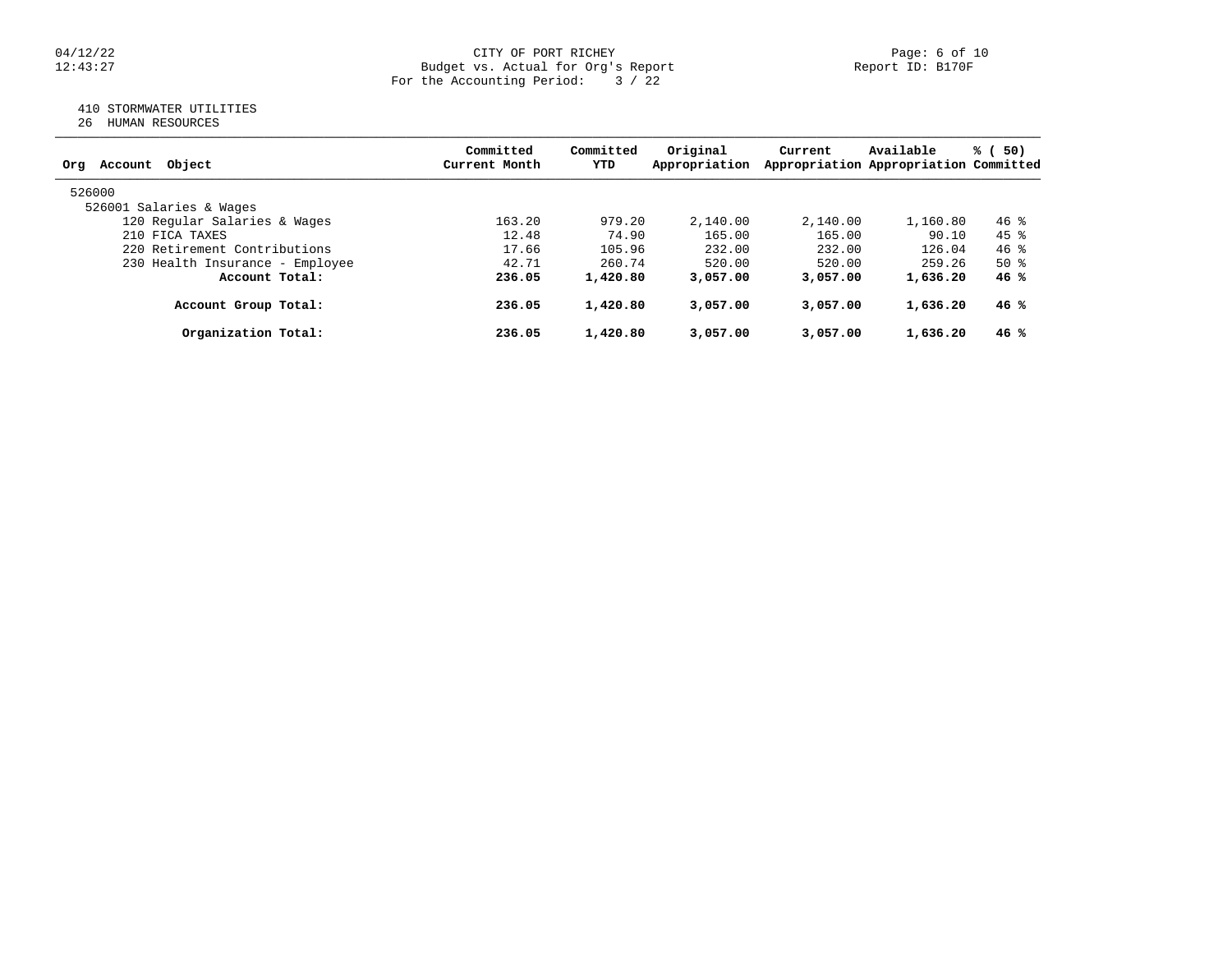CITY OF PORT RICHEY
Budget vs. Actual for Org's Report
For the Accounting Period: 3 / 22

Report ID: B170F

410 STORMWATER UTILITIES
26 HUMAN RESOURCES

| Org Account Object | Committed Current Month | Committed YTD | Original Appropriation | Current Appropriation | Available Appropriation | % ( 50) Committed |
|---|---|---|---|---|---|---|
| 526000 | | | | | | |
| 526001 Salaries & Wages | | | | | | |
| 120 Regular Salaries & Wages | 163.20 | 979.20 | 2,140.00 | 2,140.00 | 1,160.80 | 46 % |
| 210 FICA TAXES | 12.48 | 74.90 | 165.00 | 165.00 | 90.10 | 45 % |
| 220 Retirement Contributions | 17.66 | 105.96 | 232.00 | 232.00 | 126.04 | 46 % |
| 230 Health Insurance - Employee | 42.71 | 260.74 | 520.00 | 520.00 | 259.26 | 50 % |
| **Account Total:** | **236.05** | **1,420.80** | **3,057.00** | **3,057.00** | **1,636.20** | **46 %** |
| **Account Group Total:** | **236.05** | **1,420.80** | **3,057.00** | **3,057.00** | **1,636.20** | **46 %** |
| **Organization Total:** | **236.05** | **1,420.80** | **3,057.00** | **3,057.00** | **1,636.20** | **46 %** |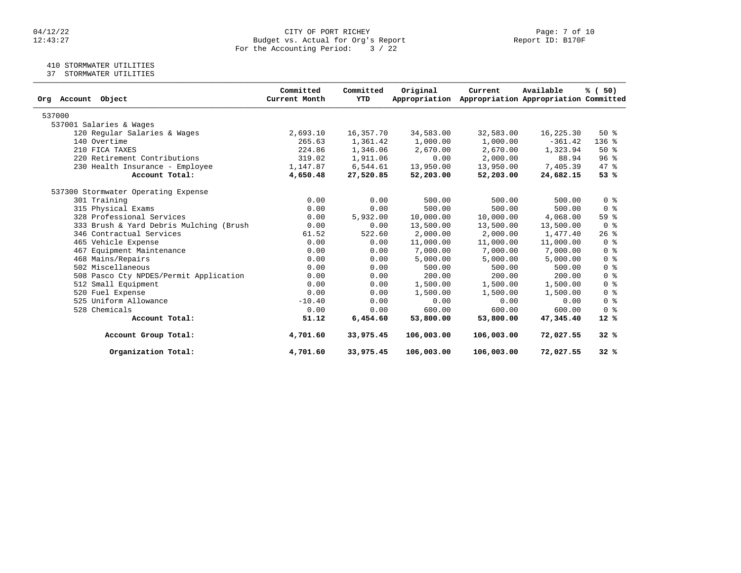CITY OF PORT RICHEY
Budget vs. Actual for Org's Report
For the Accounting Period: 3 / 22

410 STORMWATER UTILITIES
37 STORMWATER UTILITIES

| Org Account Object | Committed Current Month | Committed YTD | Original Appropriation | Current Appropriation | Available Appropriation | % ( 50) Committed |
|---|---|---|---|---|---|---|
| 537000 | | | | | | |
| 537001 Salaries & Wages | | | | | | |
| 120 Regular Salaries & Wages | 2,693.10 | 16,357.70 | 34,583.00 | 32,583.00 | 16,225.30 | 50 % |
| 140 Overtime | 265.63 | 1,361.42 | 1,000.00 | 1,000.00 | -361.42 | 136 % |
| 210 FICA TAXES | 224.86 | 1,346.06 | 2,670.00 | 2,670.00 | 1,323.94 | 50 % |
| 220 Retirement Contributions | 319.02 | 1,911.06 | 0.00 | 2,000.00 | 88.94 | 96 % |
| 230 Health Insurance - Employee | 1,147.87 | 6,544.61 | 13,950.00 | 13,950.00 | 7,405.39 | 47 % |
| **Account Total:** | **4,650.48** | **27,520.85** | **52,203.00** | **52,203.00** | **24,682.15** | **53 %** |
| 537300 Stormwater Operating Expense | | | | | | |
| 301 Training | 0.00 | 0.00 | 500.00 | 500.00 | 500.00 | 0 % |
| 315 Physical Exams | 0.00 | 0.00 | 500.00 | 500.00 | 500.00 | 0 % |
| 328 Professional Services | 0.00 | 5,932.00 | 10,000.00 | 10,000.00 | 4,068.00 | 59 % |
| 333 Brush & Yard Debris Mulching (Brush | 0.00 | 0.00 | 13,500.00 | 13,500.00 | 13,500.00 | 0 % |
| 346 Contractual Services | 61.52 | 522.60 | 2,000.00 | 2,000.00 | 1,477.40 | 26 % |
| 465 Vehicle Expense | 0.00 | 0.00 | 11,000.00 | 11,000.00 | 11,000.00 | 0 % |
| 467 Equipment Maintenance | 0.00 | 0.00 | 7,000.00 | 7,000.00 | 7,000.00 | 0 % |
| 468 Mains/Repairs | 0.00 | 0.00 | 5,000.00 | 5,000.00 | 5,000.00 | 0 % |
| 502 Miscellaneous | 0.00 | 0.00 | 500.00 | 500.00 | 500.00 | 0 % |
| 508 Pasco Cty NPDES/Permit Application | 0.00 | 0.00 | 200.00 | 200.00 | 200.00 | 0 % |
| 512 Small Equipment | 0.00 | 0.00 | 1,500.00 | 1,500.00 | 1,500.00 | 0 % |
| 520 Fuel Expense | 0.00 | 0.00 | 1,500.00 | 1,500.00 | 1,500.00 | 0 % |
| 525 Uniform Allowance | -10.40 | 0.00 | 0.00 | 0.00 | 0.00 | 0 % |
| 528 Chemicals | 0.00 | 0.00 | 600.00 | 600.00 | 600.00 | 0 % |
| **Account Total:** | **51.12** | **6,454.60** | **53,800.00** | **53,800.00** | **47,345.40** | **12 %** |
| **Account Group Total:** | **4,701.60** | **33,975.45** | **106,003.00** | **106,003.00** | **72,027.55** | **32 %** |
| **Organization Total:** | **4,701.60** | **33,975.45** | **106,003.00** | **106,003.00** | **72,027.55** | **32 %** |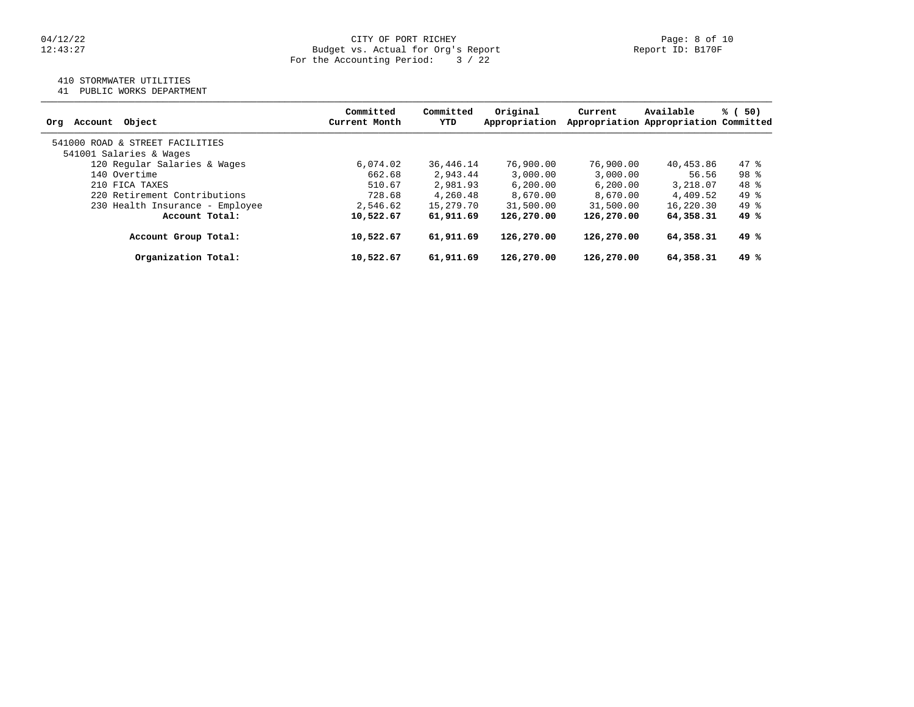CITY OF PORT RICHEY
Budget vs. Actual for Org's Report
For the Accounting Period: 3 / 22

410 STORMWATER UTILITIES
41 PUBLIC WORKS DEPARTMENT

| Org Account Object | Committed Current Month | Committed YTD | Original Appropriation | Current Appropriation | Available Appropriation | % ( 50) Committed |
|---|---|---|---|---|---|---|
| 541000 ROAD & STREET FACILITIES | | | | | | |
| 541001 Salaries & Wages | | | | | | |
| 120 Regular Salaries & Wages | 6,074.02 | 36,446.14 | 76,900.00 | 76,900.00 | 40,453.86 | 47 % |
| 140 Overtime | 662.68 | 2,943.44 | 3,000.00 | 3,000.00 | 56.56 | 98 % |
| 210 FICA TAXES | 510.67 | 2,981.93 | 6,200.00 | 6,200.00 | 3,218.07 | 48 % |
| 220 Retirement Contributions | 728.68 | 4,260.48 | 8,670.00 | 8,670.00 | 4,409.52 | 49 % |
| 230 Health Insurance - Employee | 2,546.62 | 15,279.70 | 31,500.00 | 31,500.00 | 16,220.30 | 49 % |
| **Account Total:** | **10,522.67** | **61,911.69** | **126,270.00** | **126,270.00** | **64,358.31** | **49 %** |
| **Account Group Total:** | **10,522.67** | **61,911.69** | **126,270.00** | **126,270.00** | **64,358.31** | **49 %** |
| **Organization Total:** | **10,522.67** | **61,911.69** | **126,270.00** | **126,270.00** | **64,358.31** | **49 %** |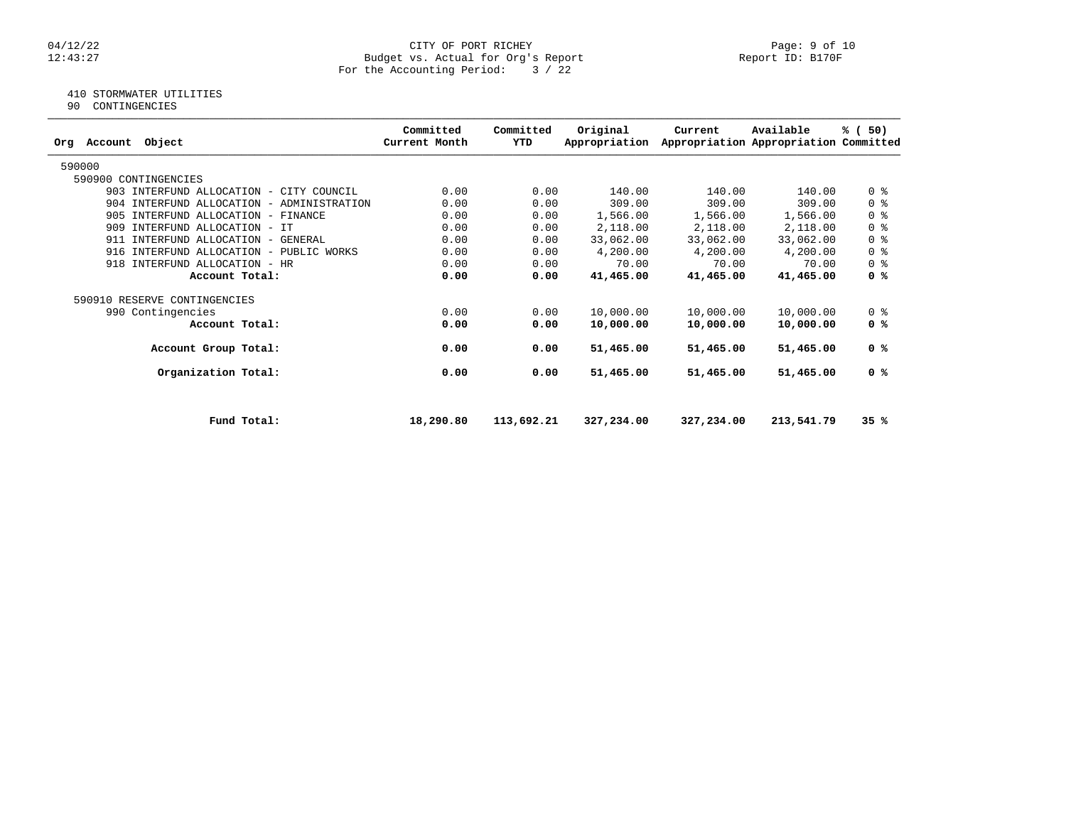CITY OF PORT RICHEY
Budget vs. Actual for Org's Report
For the Accounting Period: 3 / 22

410 STORMWATER UTILITIES
90 CONTINGENCIES

| Org Account Object | Committed Current Month | Committed YTD | Original Appropriation | Current Appropriation | Available Appropriation | % ( 50) Committed |
|---|---|---|---|---|---|---|
| 590000 | | | | | | |
| 590900 CONTINGENCIES | | | | | | |
| 903 INTERFUND ALLOCATION - CITY COUNCIL | 0.00 | 0.00 | 140.00 | 140.00 | 140.00 | 0 % |
| 904 INTERFUND ALLOCATION - ADMINISTRATION | 0.00 | 0.00 | 309.00 | 309.00 | 309.00 | 0 % |
| 905 INTERFUND ALLOCATION - FINANCE | 0.00 | 0.00 | 1,566.00 | 1,566.00 | 1,566.00 | 0 % |
| 909 INTERFUND ALLOCATION - IT | 0.00 | 0.00 | 2,118.00 | 2,118.00 | 2,118.00 | 0 % |
| 911 INTERFUND ALLOCATION - GENERAL | 0.00 | 0.00 | 33,062.00 | 33,062.00 | 33,062.00 | 0 % |
| 916 INTERFUND ALLOCATION - PUBLIC WORKS | 0.00 | 0.00 | 4,200.00 | 4,200.00 | 4,200.00 | 0 % |
| 918 INTERFUND ALLOCATION - HR | 0.00 | 0.00 | 70.00 | 70.00 | 70.00 | 0 % |
| **Account Total:** | **0.00** | **0.00** | **41,465.00** | **41,465.00** | **41,465.00** | **0 %** |
| 590910 RESERVE CONTINGENCIES | | | | | | |
| 990 Contingencies | 0.00 | 0.00 | 10,000.00 | 10,000.00 | 10,000.00 | 0 % |
| **Account Total:** | **0.00** | **0.00** | **10,000.00** | **10,000.00** | **10,000.00** | **0 %** |
| **Account Group Total:** | **0.00** | **0.00** | **51,465.00** | **51,465.00** | **51,465.00** | **0 %** |
| **Organization Total:** | **0.00** | **0.00** | **51,465.00** | **51,465.00** | **51,465.00** | **0 %** |
| **Fund Total:** | **18,290.80** | **113,692.21** | **327,234.00** | **327,234.00** | **213,541.79** | **35 %** |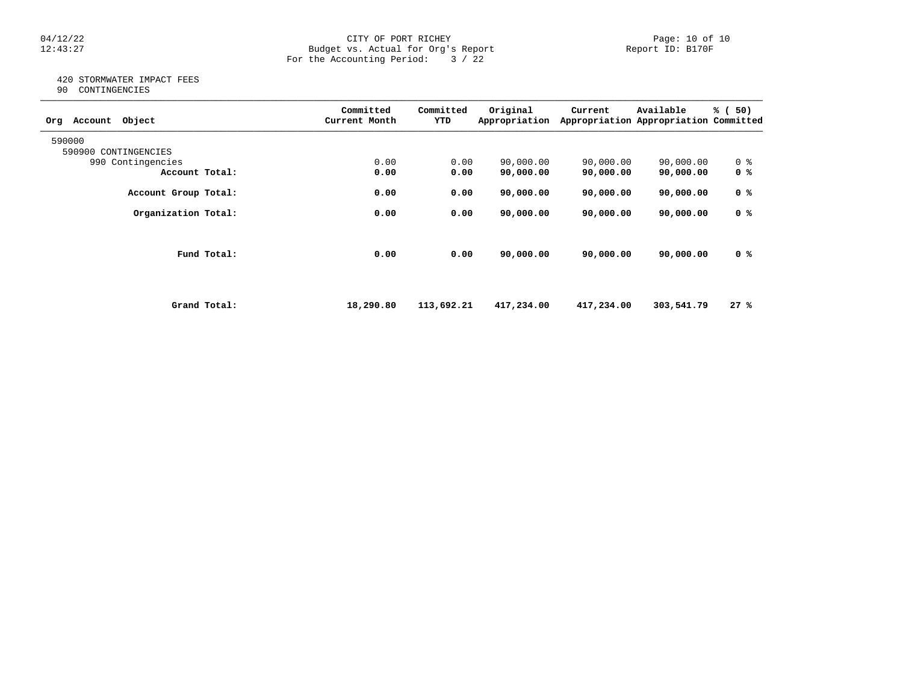CITY OF PORT RICHEY
Budget vs. Actual for Org's Report
For the Accounting Period: 3 / 22

Report ID: B170F

420 STORMWATER IMPACT FEES
90 CONTINGENCIES

| Org Account Object | Committed Current Month | Committed YTD | Original Appropriation | Current Appropriation | Available Appropriation | % ( 50) Committed |
|---|---|---|---|---|---|---|
| 590000 | | | | | | |
| 590900 CONTINGENCIES | | | | | | |
| 990 Contingencies | 0.00 | 0.00 | 90,000.00 | 90,000.00 | 90,000.00 | 0 % |
| **Account Total:** | **0.00** | **0.00** | **90,000.00** | **90,000.00** | **90,000.00** | **0 %** |
| **Account Group Total:** | **0.00** | **0.00** | **90,000.00** | **90,000.00** | **90,000.00** | **0 %** |
| **Organization Total:** | **0.00** | **0.00** | **90,000.00** | **90,000.00** | **90,000.00** | **0 %** |
| **Fund Total:** | **0.00** | **0.00** | **90,000.00** | **90,000.00** | **90,000.00** | **0 %** |
| **Grand Total:** | **18,290.80** | **113,692.21** | **417,234.00** | **417,234.00** | **303,541.79** | **27 %** |